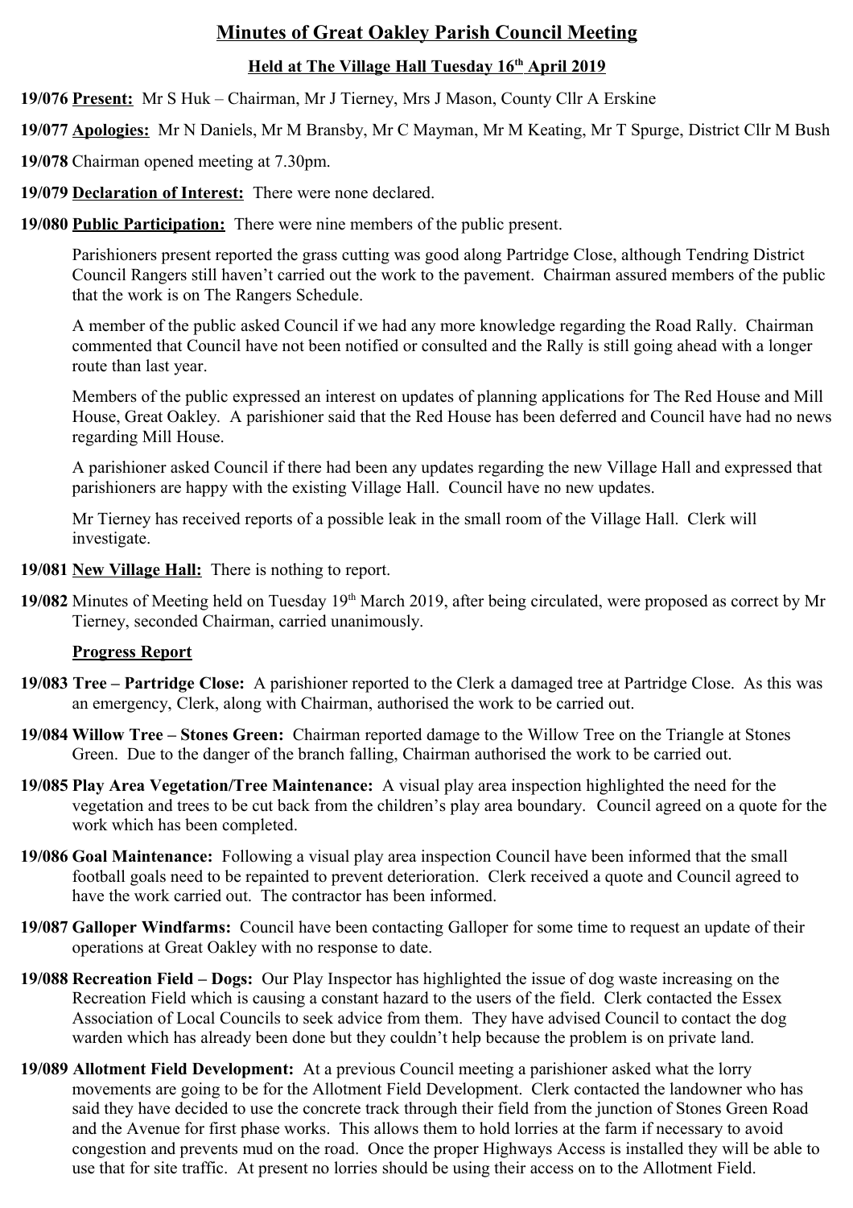# Minutes of Great Oakley Parish Council Meeting

## Held at The Village Hall Tuesday 16th April 2019

**19/076** **Present:** Mr S Huk – Chairman, Mr J Tierney, Mrs J Mason, County Cllr A Erskine

**19/077** **Apologies:** Mr N Daniels, Mr M Bransby, Mr C Mayman, Mr M Keating, Mr T Spurge, District Cllr M Bush

**19/078** Chairman opened meeting at 7.30pm.

**19/079** **Declaration of Interest:** There were none declared.

**19/080** **Public Participation:** There were nine members of the public present.

Parishioners present reported the grass cutting was good along Partridge Close, although Tendring District Council Rangers still haven't carried out the work to the pavement. Chairman assured members of the public that the work is on The Rangers Schedule.

A member of the public asked Council if we had any more knowledge regarding the Road Rally. Chairman commented that Council have not been notified or consulted and the Rally is still going ahead with a longer route than last year.

Members of the public expressed an interest on updates of planning applications for The Red House and Mill House, Great Oakley. A parishioner said that the Red House has been deferred and Council have had no news regarding Mill House.

A parishioner asked Council if there had been any updates regarding the new Village Hall and expressed that parishioners are happy with the existing Village Hall. Council have no new updates.

Mr Tierney has received reports of a possible leak in the small room of the Village Hall. Clerk will investigate.

**19/081** **New Village Hall:** There is nothing to report.

**19/082** Minutes of Meeting held on Tuesday 19th March 2019, after being circulated, were proposed as correct by Mr Tierney, seconded Chairman, carried unanimously.

**Progress Report**

**19/083** **Tree – Partridge Close:** A parishioner reported to the Clerk a damaged tree at Partridge Close. As this was an emergency, Clerk, along with Chairman, authorised the work to be carried out.

**19/084** **Willow Tree – Stones Green:** Chairman reported damage to the Willow Tree on the Triangle at Stones Green. Due to the danger of the branch falling, Chairman authorised the work to be carried out.

**19/085** **Play Area Vegetation/Tree Maintenance:** A visual play area inspection highlighted the need for the vegetation and trees to be cut back from the children's play area boundary. Council agreed on a quote for the work which has been completed.

**19/086** **Goal Maintenance:** Following a visual play area inspection Council have been informed that the small football goals need to be repainted to prevent deterioration. Clerk received a quote and Council agreed to have the work carried out. The contractor has been informed.

**19/087** **Galloper Windfarms:** Council have been contacting Galloper for some time to request an update of their operations at Great Oakley with no response to date.

**19/088** **Recreation Field – Dogs:** Our Play Inspector has highlighted the issue of dog waste increasing on the Recreation Field which is causing a constant hazard to the users of the field. Clerk contacted the Essex Association of Local Councils to seek advice from them. They have advised Council to contact the dog warden which has already been done but they couldn't help because the problem is on private land.

**19/089** **Allotment Field Development:** At a previous Council meeting a parishioner asked what the lorry movements are going to be for the Allotment Field Development. Clerk contacted the landowner who has said they have decided to use the concrete track through their field from the junction of Stones Green Road and the Avenue for first phase works. This allows them to hold lorries at the farm if necessary to avoid congestion and prevents mud on the road. Once the proper Highways Access is installed they will be able to use that for site traffic. At present no lorries should be using their access on to the Allotment Field.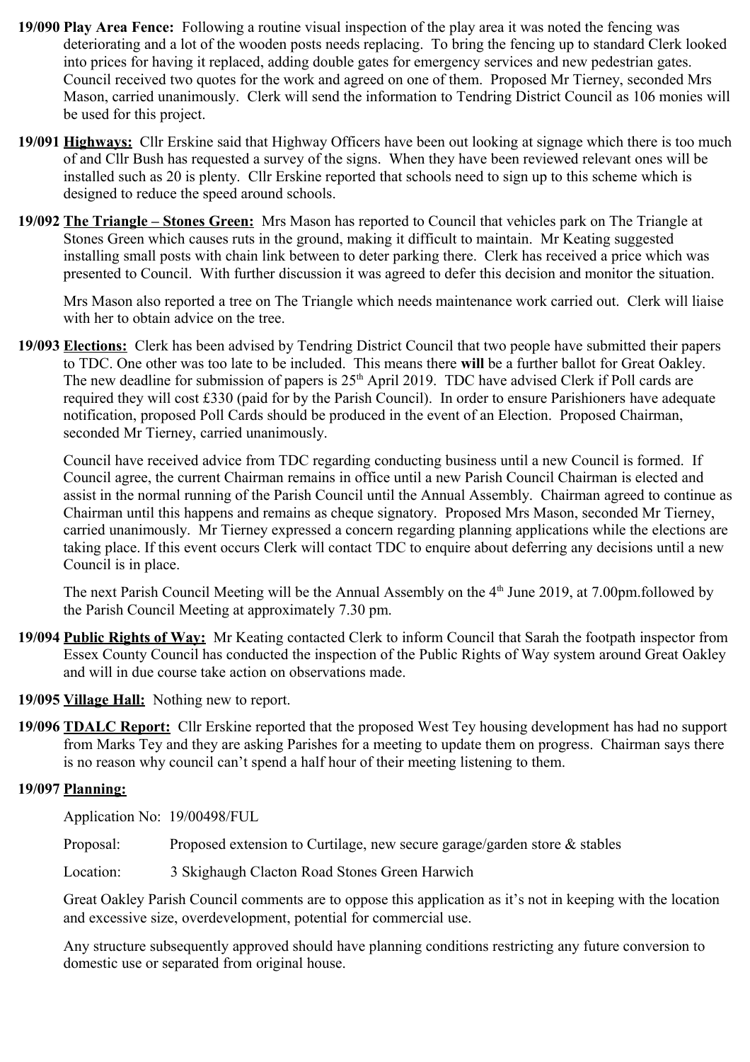**19/090 Play Area Fence:** Following a routine visual inspection of the play area it was noted the fencing was deteriorating and a lot of the wooden posts needs replacing. To bring the fencing up to standard Clerk looked into prices for having it replaced, adding double gates for emergency services and new pedestrian gates. Council received two quotes for the work and agreed on one of them. Proposed Mr Tierney, seconded Mrs Mason, carried unanimously. Clerk will send the information to Tendring District Council as 106 monies will be used for this project.

**19/091 Highways:** Cllr Erskine said that Highway Officers have been out looking at signage which there is too much of and Cllr Bush has requested a survey of the signs. When they have been reviewed relevant ones will be installed such as 20 is plenty. Cllr Erskine reported that schools need to sign up to this scheme which is designed to reduce the speed around schools.

**19/092 The Triangle – Stones Green:** Mrs Mason has reported to Council that vehicles park on The Triangle at Stones Green which causes ruts in the ground, making it difficult to maintain. Mr Keating suggested installing small posts with chain link between to deter parking there. Clerk has received a price which was presented to Council. With further discussion it was agreed to defer this decision and monitor the situation.

Mrs Mason also reported a tree on The Triangle which needs maintenance work carried out. Clerk will liaise with her to obtain advice on the tree.

**19/093 Elections:** Clerk has been advised by Tendring District Council that two people have submitted their papers to TDC. One other was too late to be included. This means there **will** be a further ballot for Great Oakley. The new deadline for submission of papers is 25th April 2019. TDC have advised Clerk if Poll cards are required they will cost £330 (paid for by the Parish Council). In order to ensure Parishioners have adequate notification, proposed Poll Cards should be produced in the event of an Election. Proposed Chairman, seconded Mr Tierney, carried unanimously.

Council have received advice from TDC regarding conducting business until a new Council is formed. If Council agree, the current Chairman remains in office until a new Parish Council Chairman is elected and assist in the normal running of the Parish Council until the Annual Assembly. Chairman agreed to continue as Chairman until this happens and remains as cheque signatory. Proposed Mrs Mason, seconded Mr Tierney, carried unanimously. Mr Tierney expressed a concern regarding planning applications while the elections are taking place. If this event occurs Clerk will contact TDC to enquire about deferring any decisions until a new Council is in place.

The next Parish Council Meeting will be the Annual Assembly on the 4th June 2019, at 7.00pm.followed by the Parish Council Meeting at approximately 7.30 pm.

**19/094 Public Rights of Way:** Mr Keating contacted Clerk to inform Council that Sarah the footpath inspector from Essex County Council has conducted the inspection of the Public Rights of Way system around Great Oakley and will in due course take action on observations made.

**19/095 Village Hall:** Nothing new to report.

**19/096 TDALC Report:** Cllr Erskine reported that the proposed West Tey housing development has had no support from Marks Tey and they are asking Parishes for a meeting to update them on progress. Chairman says there is no reason why council can't spend a half hour of their meeting listening to them.

**19/097 Planning:**

Application No: 19/00498/FUL

Proposal: Proposed extension to Curtilage, new secure garage/garden store & stables

Location: 3 Skighaugh Clacton Road Stones Green Harwich

Great Oakley Parish Council comments are to oppose this application as it's not in keeping with the location and excessive size, overdevelopment, potential for commercial use.

Any structure subsequently approved should have planning conditions restricting any future conversion to domestic use or separated from original house.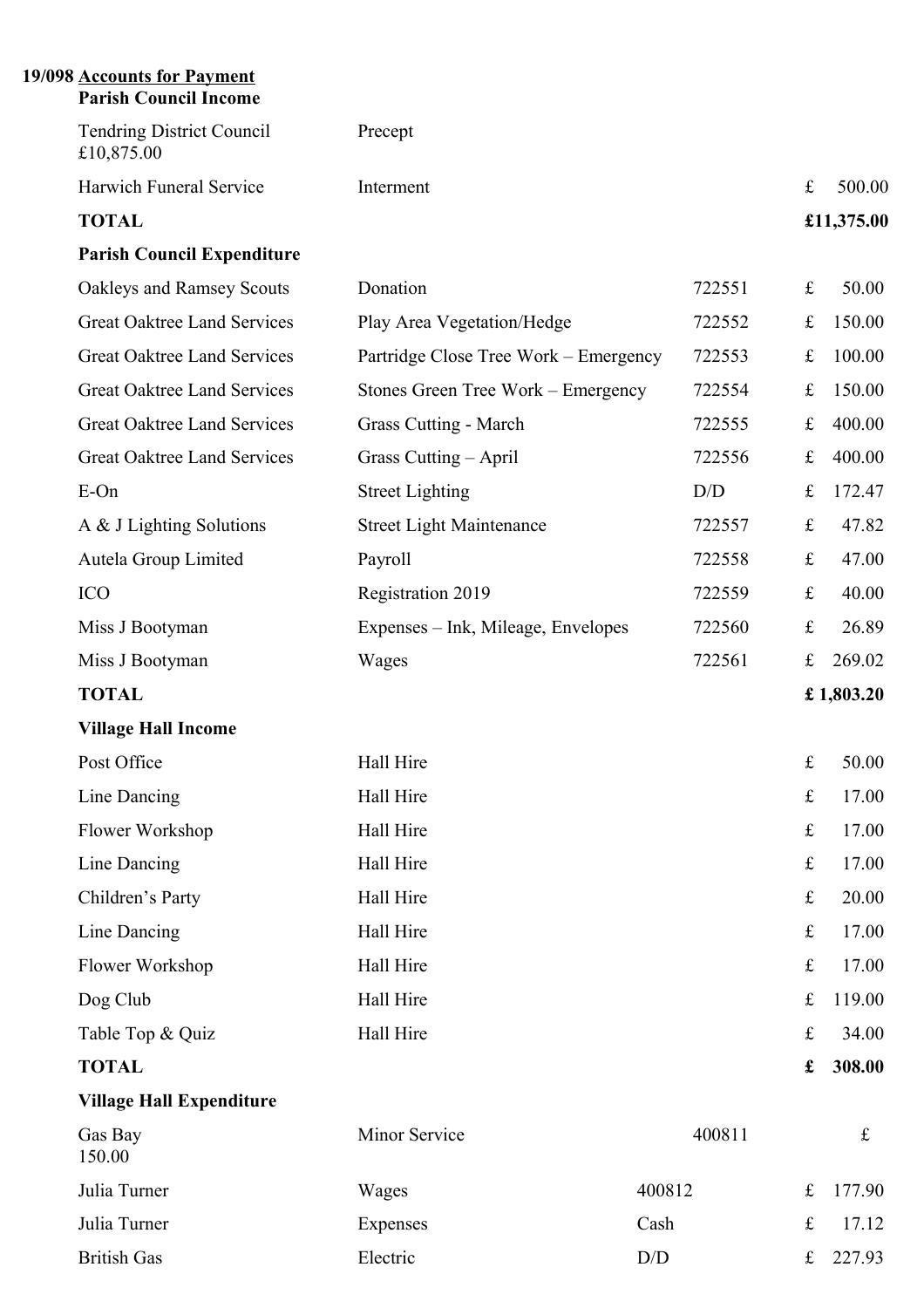**19/098 <u>Accounts for Payment</u>**

**Parish Council Income**

| | | | |
|---|---|---|---|
| Tendring District Council | Precept | | £10,875.00 |
| Harwich Funeral Service | Interment | | £ 500.00 |
| **TOTAL** | | | **£11,375.00** |

**Parish Council Expenditure**

| | | | |
|---|---|---|---|
| Oakleys and Ramsey Scouts | Donation | 722551 | £ 50.00 |
| Great Oaktree Land Services | Play Area Vegetation/Hedge | 722552 | £ 150.00 |
| Great Oaktree Land Services | Partridge Close Tree Work – Emergency | 722553 | £ 100.00 |
| Great Oaktree Land Services | Stones Green Tree Work – Emergency | 722554 | £ 150.00 |
| Great Oaktree Land Services | Grass Cutting - March | 722555 | £ 400.00 |
| Great Oaktree Land Services | Grass Cutting – April | 722556 | £ 400.00 |
| E-On | Street Lighting | D/D | £ 172.47 |
| A & J Lighting Solutions | Street Light Maintenance | 722557 | £ 47.82 |
| Autela Group Limited | Payroll | 722558 | £ 47.00 |
| ICO | Registration 2019 | 722559 | £ 40.00 |
| Miss J Bootyman | Expenses – Ink, Mileage, Envelopes | 722560 | £ 26.89 |
| Miss J Bootyman | Wages | 722561 | £ 269.02 |
| **TOTAL** | | | **£ 1,803.20** |

**Village Hall Income**

| | | | |
|---|---|---|---|
| Post Office | Hall Hire | | £ 50.00 |
| Line Dancing | Hall Hire | | £ 17.00 |
| Flower Workshop | Hall Hire | | £ 17.00 |
| Line Dancing | Hall Hire | | £ 17.00 |
| Children's Party | Hall Hire | | £ 20.00 |
| Line Dancing | Hall Hire | | £ 17.00 |
| Flower Workshop | Hall Hire | | £ 17.00 |
| Dog Club | Hall Hire | | £ 119.00 |
| Table Top & Quiz | Hall Hire | | £ 34.00 |
| **TOTAL** | | | **£ 308.00** |

**Village Hall Expenditure**

| | | | |
|---|---|---|---|
| Gas Bay | Minor Service | 400811 | £ 150.00 |
| Julia Turner | Wages | 400812 | £ 177.90 |
| Julia Turner | Expenses | Cash | £ 17.12 |
| British Gas | Electric | D/D | £ 227.93 |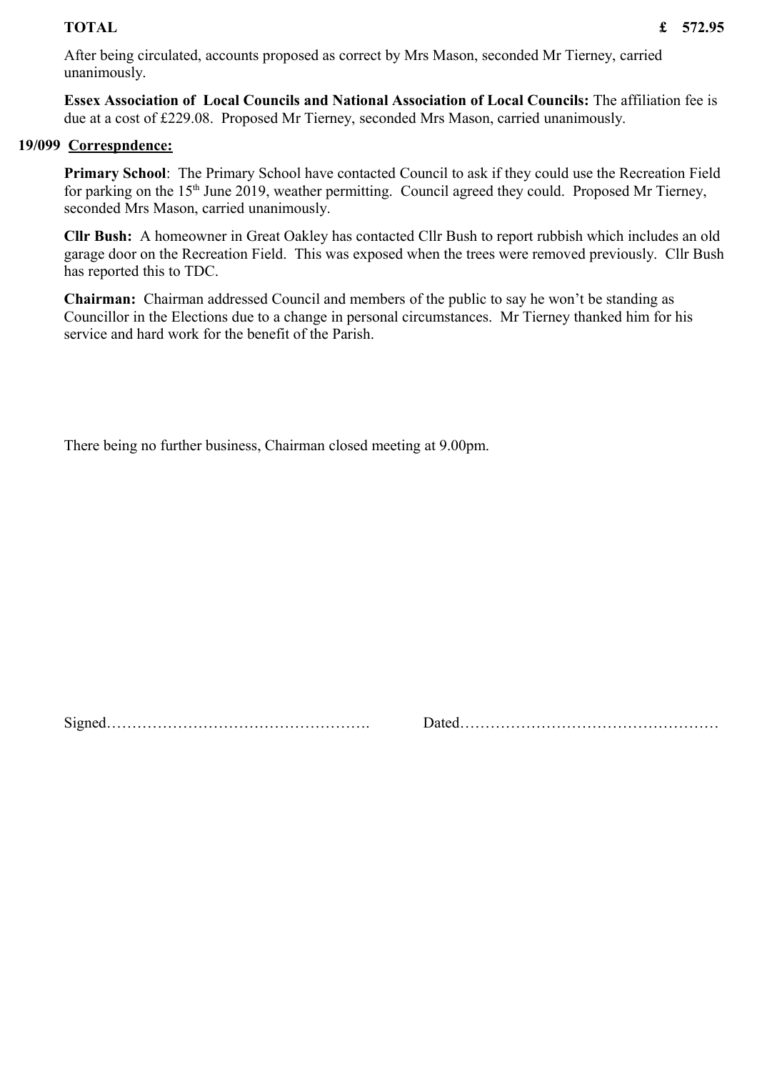**TOTAL £ 572.95**

After being circulated, accounts proposed as correct by Mrs Mason, seconded Mr Tierney, carried unanimously.

**Essex Association of Local Councils and National Association of Local Councils:** The affiliation fee is due at a cost of £229.08. Proposed Mr Tierney, seconded Mrs Mason, carried unanimously.

**19/099 Correspndence:**

**Primary School**: The Primary School have contacted Council to ask if they could use the Recreation Field for parking on the 15th June 2019, weather permitting. Council agreed they could. Proposed Mr Tierney, seconded Mrs Mason, carried unanimously.

**Cllr Bush:** A homeowner in Great Oakley has contacted Cllr Bush to report rubbish which includes an old garage door on the Recreation Field. This was exposed when the trees were removed previously. Cllr Bush has reported this to TDC.

**Chairman:** Chairman addressed Council and members of the public to say he won't be standing as Councillor in the Elections due to a change in personal circumstances. Mr Tierney thanked him for his service and hard work for the benefit of the Parish.

There being no further business, Chairman closed meeting at 9.00pm.

Signed……………………………………………. Dated……………………………………………